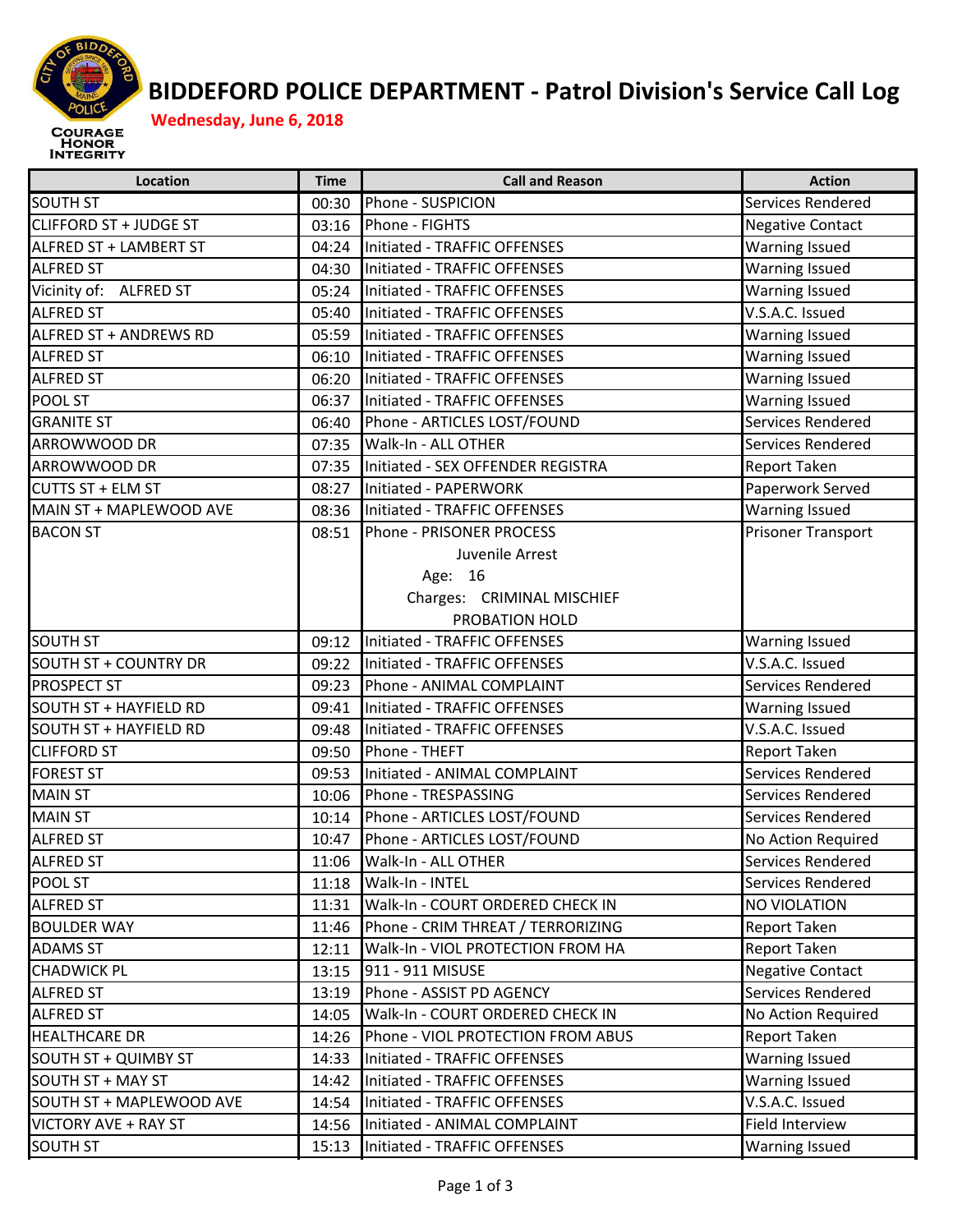# BIDDEFORD POLICE DEPARTMENT - Patrol Division's Service Call Log

**Wednesday, June 6, 2018**

| Location | Time | Call and Reason | Action |
|---|---|---|---|
| SOUTH ST | 00:30 | Phone - SUSPICION | Services Rendered |
| CLIFFORD ST + JUDGE ST | 03:16 | Phone - FIGHTS | Negative Contact |
| ALFRED ST + LAMBERT ST | 04:24 | Initiated - TRAFFIC OFFENSES | Warning Issued |
| ALFRED ST | 04:30 | Initiated - TRAFFIC OFFENSES | Warning Issued |
| Vicinity of: ALFRED ST | 05:24 | Initiated - TRAFFIC OFFENSES | Warning Issued |
| ALFRED ST | 05:40 | Initiated - TRAFFIC OFFENSES | V.S.A.C. Issued |
| ALFRED ST + ANDREWS RD | 05:59 | Initiated - TRAFFIC OFFENSES | Warning Issued |
| ALFRED ST | 06:10 | Initiated - TRAFFIC OFFENSES | Warning Issued |
| ALFRED ST | 06:20 | Initiated - TRAFFIC OFFENSES | Warning Issued |
| POOL ST | 06:37 | Initiated - TRAFFIC OFFENSES | Warning Issued |
| GRANITE ST | 06:40 | Phone - ARTICLES LOST/FOUND | Services Rendered |
| ARROWWOOD DR | 07:35 | Walk-In - ALL OTHER | Services Rendered |
| ARROWWOOD DR | 07:35 | Initiated - SEX OFFENDER REGISTRA | Report Taken |
| CUTTS ST + ELM ST | 08:27 | Initiated - PAPERWORK | Paperwork Served |
| MAIN ST + MAPLEWOOD AVE | 08:36 | Initiated - TRAFFIC OFFENSES | Warning Issued |
| BACON ST | 08:51 | Phone - PRISONER PROCESS<br>Juvenile Arrest<br>Age: 16<br>Charges: CRIMINAL MISCHIEF<br>PROBATION HOLD | Prisoner Transport |
| SOUTH ST | 09:12 | Initiated - TRAFFIC OFFENSES | Warning Issued |
| SOUTH ST + COUNTRY DR | 09:22 | Initiated - TRAFFIC OFFENSES | V.S.A.C. Issued |
| PROSPECT ST | 09:23 | Phone - ANIMAL COMPLAINT | Services Rendered |
| SOUTH ST + HAYFIELD RD | 09:41 | Initiated - TRAFFIC OFFENSES | Warning Issued |
| SOUTH ST + HAYFIELD RD | 09:48 | Initiated - TRAFFIC OFFENSES | V.S.A.C. Issued |
| CLIFFORD ST | 09:50 | Phone - THEFT | Report Taken |
| FOREST ST | 09:53 | Initiated - ANIMAL COMPLAINT | Services Rendered |
| MAIN ST | 10:06 | Phone - TRESPASSING | Services Rendered |
| MAIN ST | 10:14 | Phone - ARTICLES LOST/FOUND | Services Rendered |
| ALFRED ST | 10:47 | Phone - ARTICLES LOST/FOUND | No Action Required |
| ALFRED ST | 11:06 | Walk-In - ALL OTHER | Services Rendered |
| POOL ST | 11:18 | Walk-In - INTEL | Services Rendered |
| ALFRED ST | 11:31 | Walk-In - COURT ORDERED CHECK IN | NO VIOLATION |
| BOULDER WAY | 11:46 | Phone - CRIM THREAT / TERRORIZING | Report Taken |
| ADAMS ST | 12:11 | Walk-In - VIOL PROTECTION FROM HA | Report Taken |
| CHADWICK PL | 13:15 | 911 - 911 MISUSE | Negative Contact |
| ALFRED ST | 13:19 | Phone - ASSIST PD AGENCY | Services Rendered |
| ALFRED ST | 14:05 | Walk-In - COURT ORDERED CHECK IN | No Action Required |
| HEALTHCARE DR | 14:26 | Phone - VIOL PROTECTION FROM ABUS | Report Taken |
| SOUTH ST + QUIMBY ST | 14:33 | Initiated - TRAFFIC OFFENSES | Warning Issued |
| SOUTH ST + MAY ST | 14:42 | Initiated - TRAFFIC OFFENSES | Warning Issued |
| SOUTH ST + MAPLEWOOD AVE | 14:54 | Initiated - TRAFFIC OFFENSES | V.S.A.C. Issued |
| VICTORY AVE + RAY ST | 14:56 | Initiated - ANIMAL COMPLAINT | Field Interview |
| SOUTH ST | 15:13 | Initiated - TRAFFIC OFFENSES | Warning Issued |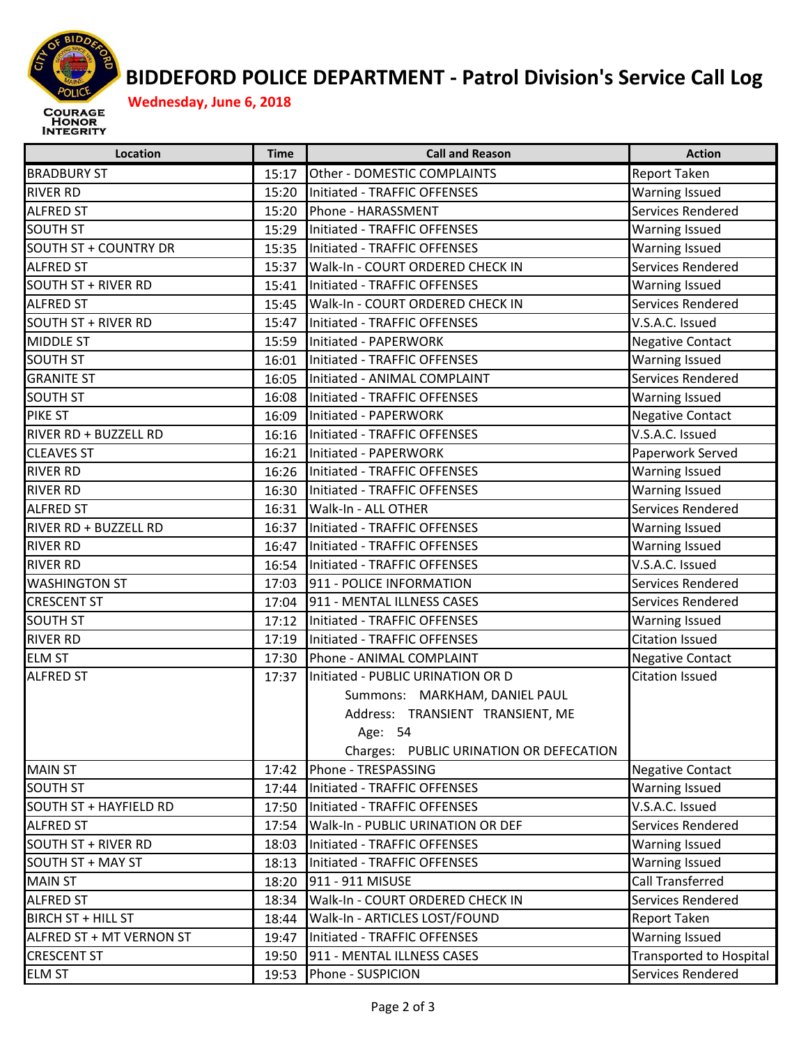# BIDDEFORD POLICE DEPARTMENT - Patrol Division's Service Call Log

**Wednesday, June 6, 2018**

COURAGE HONOR INTEGRITY

| Location | Time | Call and Reason | Action |
|---|---|---|---|
| BRADBURY ST | 15:17 | Other - DOMESTIC COMPLAINTS | Report Taken |
| RIVER RD | 15:20 | Initiated - TRAFFIC OFFENSES | Warning Issued |
| ALFRED ST | 15:20 | Phone - HARASSMENT | Services Rendered |
| SOUTH ST | 15:29 | Initiated - TRAFFIC OFFENSES | Warning Issued |
| SOUTH ST + COUNTRY DR | 15:35 | Initiated - TRAFFIC OFFENSES | Warning Issued |
| ALFRED ST | 15:37 | Walk-In - COURT ORDERED CHECK IN | Services Rendered |
| SOUTH ST + RIVER RD | 15:41 | Initiated - TRAFFIC OFFENSES | Warning Issued |
| ALFRED ST | 15:45 | Walk-In - COURT ORDERED CHECK IN | Services Rendered |
| SOUTH ST + RIVER RD | 15:47 | Initiated - TRAFFIC OFFENSES | V.S.A.C. Issued |
| MIDDLE ST | 15:59 | Initiated - PAPERWORK | Negative Contact |
| SOUTH ST | 16:01 | Initiated - TRAFFIC OFFENSES | Warning Issued |
| GRANITE ST | 16:05 | Initiated - ANIMAL COMPLAINT | Services Rendered |
| SOUTH ST | 16:08 | Initiated - TRAFFIC OFFENSES | Warning Issued |
| PIKE ST | 16:09 | Initiated - PAPERWORK | Negative Contact |
| RIVER RD + BUZZELL RD | 16:16 | Initiated - TRAFFIC OFFENSES | V.S.A.C. Issued |
| CLEAVES ST | 16:21 | Initiated - PAPERWORK | Paperwork Served |
| RIVER RD | 16:26 | Initiated - TRAFFIC OFFENSES | Warning Issued |
| RIVER RD | 16:30 | Initiated - TRAFFIC OFFENSES | Warning Issued |
| ALFRED ST | 16:31 | Walk-In - ALL OTHER | Services Rendered |
| RIVER RD + BUZZELL RD | 16:37 | Initiated - TRAFFIC OFFENSES | Warning Issued |
| RIVER RD | 16:47 | Initiated - TRAFFIC OFFENSES | Warning Issued |
| RIVER RD | 16:54 | Initiated - TRAFFIC OFFENSES | V.S.A.C. Issued |
| WASHINGTON ST | 17:03 | 911 - POLICE INFORMATION | Services Rendered |
| CRESCENT ST | 17:04 | 911 - MENTAL ILLNESS CASES | Services Rendered |
| SOUTH ST | 17:12 | Initiated - TRAFFIC OFFENSES | Warning Issued |
| RIVER RD | 17:19 | Initiated - TRAFFIC OFFENSES | Citation Issued |
| ELM ST | 17:30 | Phone - ANIMAL COMPLAINT | Negative Contact |
| ALFRED ST | 17:37 | Initiated - PUBLIC URINATION OR D<br>Summons: MARKHAM, DANIEL PAUL<br>Address: TRANSIENT TRANSIENT, ME<br>Age: 54<br>Charges: PUBLIC URINATION OR DEFECATION | Citation Issued |
| MAIN ST | 17:42 | Phone - TRESPASSING | Negative Contact |
| SOUTH ST | 17:44 | Initiated - TRAFFIC OFFENSES | Warning Issued |
| SOUTH ST + HAYFIELD RD | 17:50 | Initiated - TRAFFIC OFFENSES | V.S.A.C. Issued |
| ALFRED ST | 17:54 | Walk-In - PUBLIC URINATION OR DEF | Services Rendered |
| SOUTH ST + RIVER RD | 18:03 | Initiated - TRAFFIC OFFENSES | Warning Issued |
| SOUTH ST + MAY ST | 18:13 | Initiated - TRAFFIC OFFENSES | Warning Issued |
| MAIN ST | 18:20 | 911 - 911 MISUSE | Call Transferred |
| ALFRED ST | 18:34 | Walk-In - COURT ORDERED CHECK IN | Services Rendered |
| BIRCH ST + HILL ST | 18:44 | Walk-In - ARTICLES LOST/FOUND | Report Taken |
| ALFRED ST + MT VERNON ST | 19:47 | Initiated - TRAFFIC OFFENSES | Warning Issued |
| CRESCENT ST | 19:50 | 911 - MENTAL ILLNESS CASES | Transported to Hospital |
| ELM ST | 19:53 | Phone - SUSPICION | Services Rendered |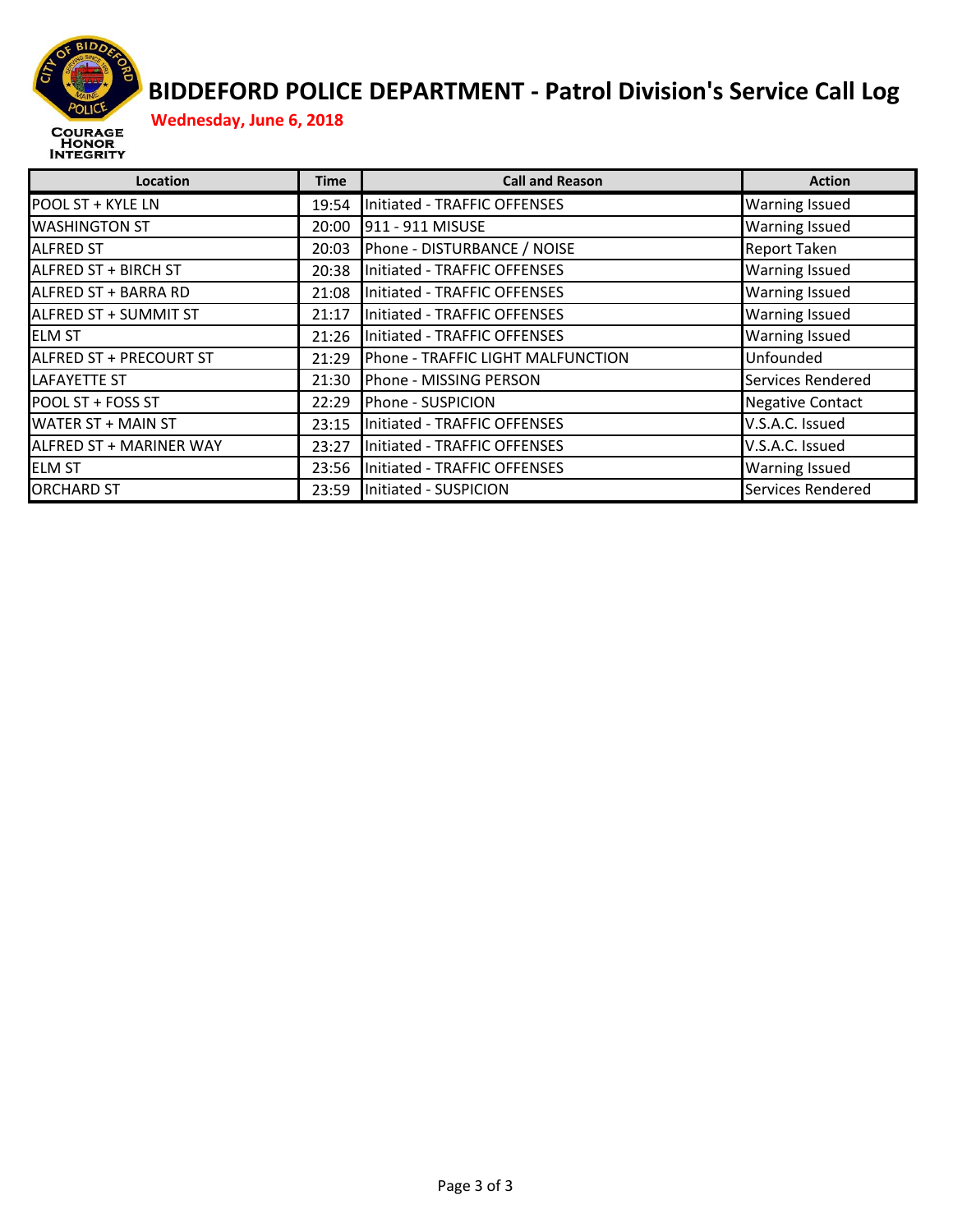# BIDDEFORD POLICE DEPARTMENT - Patrol Division's Service Call Log

**Wednesday, June 6, 2018**

| Location | Time | Call and Reason | Action |
|---|---|---|---|
| POOL ST + KYLE LN | 19:54 | Initiated - TRAFFIC OFFENSES | Warning Issued |
| WASHINGTON ST | 20:00 | 911 - 911 MISUSE | Warning Issued |
| ALFRED ST | 20:03 | Phone - DISTURBANCE / NOISE | Report Taken |
| ALFRED ST + BIRCH ST | 20:38 | Initiated - TRAFFIC OFFENSES | Warning Issued |
| ALFRED ST + BARRA RD | 21:08 | Initiated - TRAFFIC OFFENSES | Warning Issued |
| ALFRED ST + SUMMIT ST | 21:17 | Initiated - TRAFFIC OFFENSES | Warning Issued |
| ELM ST | 21:26 | Initiated - TRAFFIC OFFENSES | Warning Issued |
| ALFRED ST + PRECOURT ST | 21:29 | Phone - TRAFFIC LIGHT MALFUNCTION | Unfounded |
| LAFAYETTE ST | 21:30 | Phone - MISSING PERSON | Services Rendered |
| POOL ST + FOSS ST | 22:29 | Phone - SUSPICION | Negative Contact |
| WATER ST + MAIN ST | 23:15 | Initiated - TRAFFIC OFFENSES | V.S.A.C. Issued |
| ALFRED ST + MARINER WAY | 23:27 | Initiated - TRAFFIC OFFENSES | V.S.A.C. Issued |
| ELM ST | 23:56 | Initiated - TRAFFIC OFFENSES | Warning Issued |
| ORCHARD ST | 23:59 | Initiated - SUSPICION | Services Rendered |